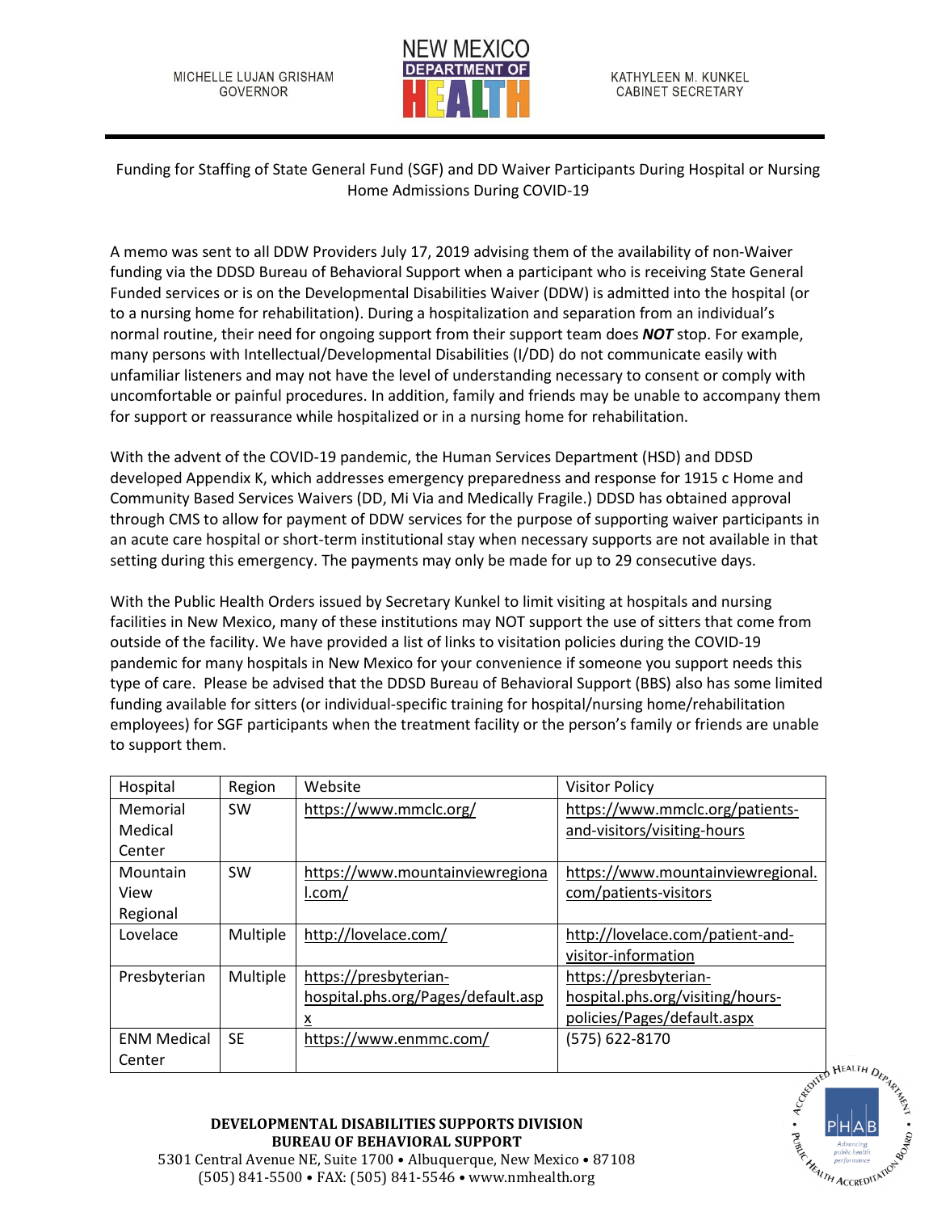MICHELLE LUJAN GRISHAM
GOVERNOR

NEW MEXICO DEPARTMENT OF HEALTH

KATHYLEEN M. KUNKEL
CABINET SECRETARY

Funding for Staffing of State General Fund (SGF) and DD Waiver Participants During Hospital or Nursing Home Admissions During COVID-19

A memo was sent to all DDW Providers July 17, 2019 advising them of the availability of non-Waiver funding via the DDSD Bureau of Behavioral Support when a participant who is receiving State General Funded services or is on the Developmental Disabilities Waiver (DDW) is admitted into the hospital (or to a nursing home for rehabilitation). During a hospitalization and separation from an individual's normal routine, their need for ongoing support from their support team does ***NOT*** stop. For example, many persons with Intellectual/Developmental Disabilities (I/DD) do not communicate easily with unfamiliar listeners and may not have the level of understanding necessary to consent or comply with uncomfortable or painful procedures. In addition, family and friends may be unable to accompany them for support or reassurance while hospitalized or in a nursing home for rehabilitation.

With the advent of the COVID-19 pandemic, the Human Services Department (HSD) and DDSD developed Appendix K, which addresses emergency preparedness and response for 1915 c Home and Community Based Services Waivers (DD, Mi Via and Medically Fragile.) DDSD has obtained approval through CMS to allow for payment of DDW services for the purpose of supporting waiver participants in an acute care hospital or short-term institutional stay when necessary supports are not available in that setting during this emergency. The payments may only be made for up to 29 consecutive days.

With the Public Health Orders issued by Secretary Kunkel to limit visiting at hospitals and nursing facilities in New Mexico, many of these institutions may NOT support the use of sitters that come from outside of the facility. We have provided a list of links to visitation policies during the COVID-19 pandemic for many hospitals in New Mexico for your convenience if someone you support needs this type of care. Please be advised that the DDSD Bureau of Behavioral Support (BBS) also has some limited funding available for sitters (or individual-specific training for hospital/nursing home/rehabilitation employees) for SGF participants when the treatment facility or the person's family or friends are unable to support them.

| Hospital | Region | Website | Visitor Policy |
|---|---|---|---|
| Memorial Medical Center | SW | https://www.mmclc.org/ | https://www.mmclc.org/patients-and-visitors/visiting-hours |
| Mountain View Regional | SW | https://www.mountainviewregional.com/ | https://www.mountainviewregional.com/patients-visitors |
| Lovelace | Multiple | http://lovelace.com/ | http://lovelace.com/patient-and-visitor-information |
| Presbyterian | Multiple | https://presbyterian-hospital.phs.org/Pages/default.aspx | https://presbyterian-hospital.phs.org/visiting/hours-policies/Pages/default.aspx |
| ENM Medical Center | SE | https://www.enmmc.com/ | (575) 622-8170 |

**DEVELOPMENTAL DISABILITIES SUPPORTS DIVISION**
**BUREAU OF BEHAVIORAL SUPPORT**
5301 Central Avenue NE, Suite 1700 • Albuquerque, New Mexico • 87108
(505) 841-5500 • FAX: (505) 841-5546 • www.nmhealth.org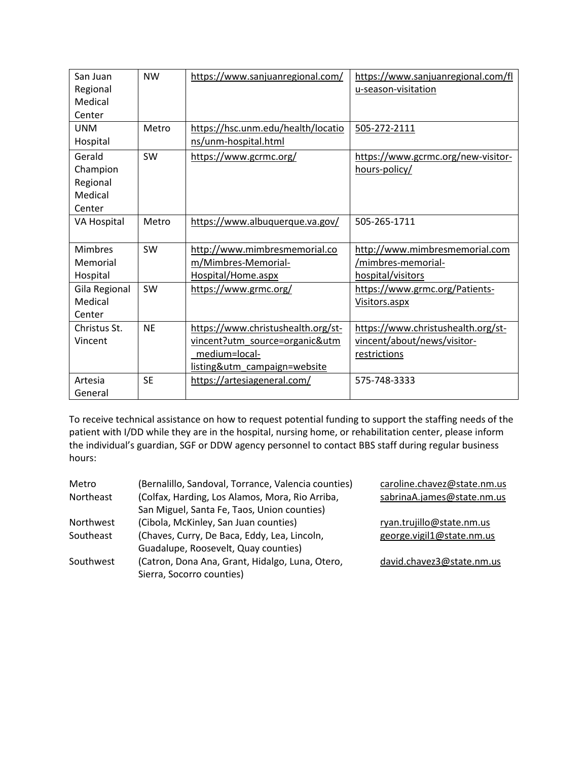| | | | |
|---|---|---|---|
| San Juan Regional Medical Center | NW | https://www.sanjuanregional.com/ | https://www.sanjuanregional.com/flu-season-visitation |
| UNM Hospital | Metro | https://hsc.unm.edu/health/locations/unm-hospital.html | 505-272-2111 |
| Gerald Champion Regional Medical Center | SW | https://www.gcrmc.org/ | https://www.gcrmc.org/new-visitor-hours-policy/ |
| VA Hospital | Metro | https://www.albuquerque.va.gov/ | 505-265-1711 |
| Mimbres Memorial Hospital | SW | http://www.mimbresmemorial.com/Mimbres-Memorial-Hospital/Home.aspx | http://www.mimbresmemorial.com/mimbres-memorial-hospital/visitors |
| Gila Regional Medical Center | SW | https://www.grmc.org/ | https://www.grmc.org/Patients-Visitors.aspx |
| Christus St. Vincent | NE | https://www.christushealth.org/st-vincent?utm_source=organic&utm_medium=local-listing&utm_campaign=website | https://www.christushealth.org/st-vincent/about/news/visitor-restrictions |
| Artesia General | SE | https://artesiageneral.com/ | 575-748-3333 |

To receive technical assistance on how to request potential funding to support the staffing needs of the patient with I/DD while they are in the hospital, nursing home, or rehabilitation center, please inform the individual's guardian, SGF or DDW agency personnel to contact BBS staff during regular business hours:

| | | |
|---|---|---|
| Metro | (Bernalillo, Sandoval, Torrance, Valencia counties) | caroline.chavez@state.nm.us |
| Northeast | (Colfax, Harding, Los Alamos, Mora, Rio Arriba, San Miguel, Santa Fe, Taos, Union counties) | sabrinaA.james@state.nm.us |
| Northwest | (Cibola, McKinley, San Juan counties) | ryan.trujillo@state.nm.us |
| Southeast | (Chaves, Curry, De Baca, Eddy, Lea, Lincoln, Guadalupe, Roosevelt, Quay counties) | george.vigil1@state.nm.us |
| Southwest | (Catron, Dona Ana, Grant, Hidalgo, Luna, Otero, Sierra, Socorro counties) | david.chavez3@state.nm.us |